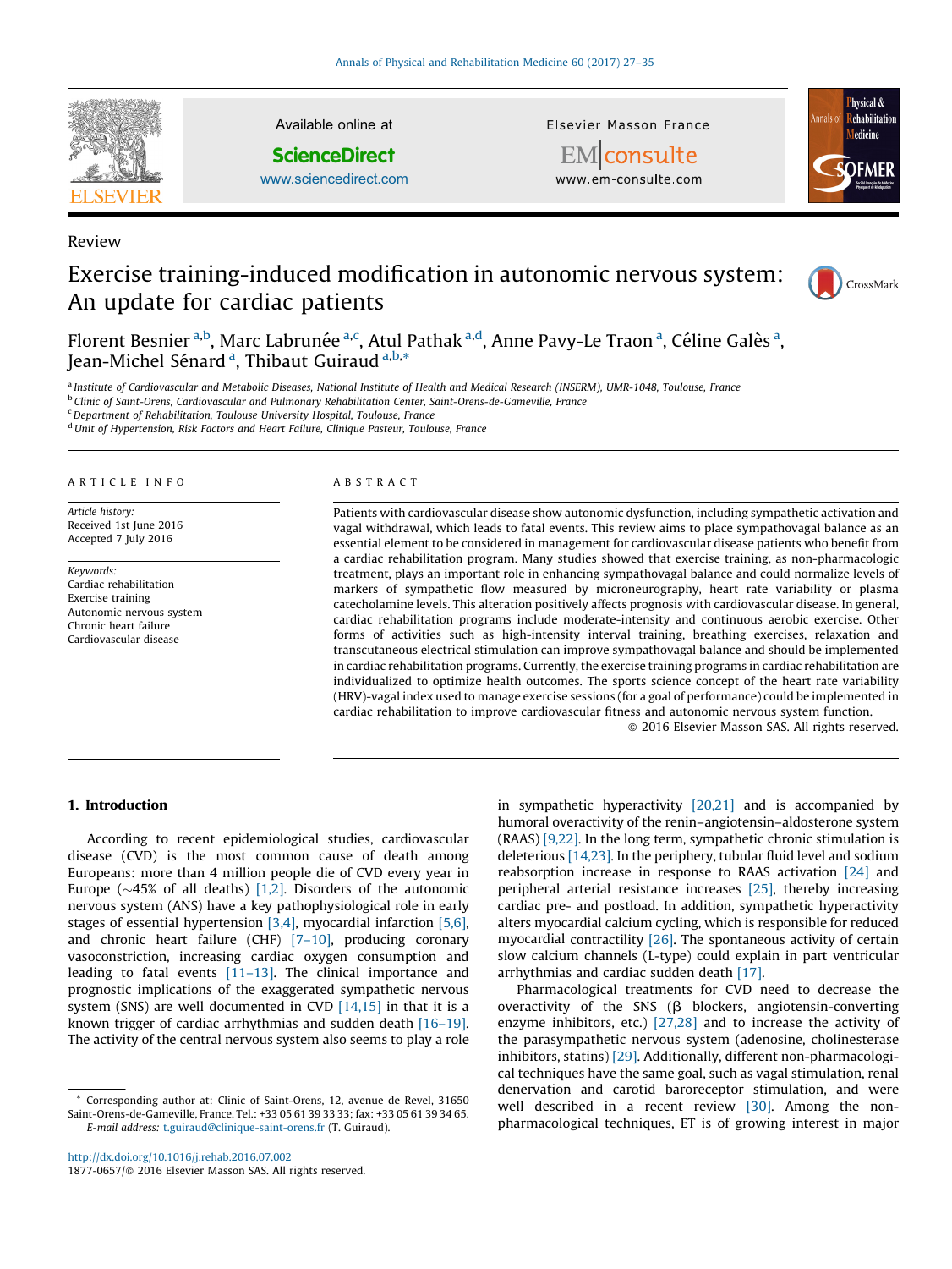Review

# Exercise training-induced modification in autonomic nervous system: An update for cardiac patients

Florent Besnier [a,b], Marc Labrunée [a,c], Atul Pathak [a,d], Anne Pavy-Le Traon [a], Céline Galès [a], Jean-Michel Sénard [a], Thibaut Guiraud [a,b,*]

[a] Institute of Cardiovascular and Metabolic Diseases, National Institute of Health and Medical Research (INSERM), UMR-1048, Toulouse, France
[b] Clinic of Saint-Orens, Cardiovascular and Pulmonary Rehabilitation Center, Saint-Orens-de-Gameville, France
[c] Department of Rehabilitation, Toulouse University Hospital, Toulouse, France
[d] Unit of Hypertension, Risk Factors and Heart Failure, Clinique Pasteur, Toulouse, France

## ARTICLE INFO

*Article history:*
Received 1st June 2016
Accepted 7 July 2016

*Keywords:*
Cardiac rehabilitation
Exercise training
Autonomic nervous system
Chronic heart failure
Cardiovascular disease

## ABSTRACT

Patients with cardiovascular disease show autonomic dysfunction, including sympathetic activation and vagal withdrawal, which leads to fatal events. This review aims to place sympathovagal balance as an essential element to be considered in management for cardiovascular disease patients who benefit from a cardiac rehabilitation program. Many studies showed that exercise training, as non-pharmacologic treatment, plays an important role in enhancing sympathovagal balance and could normalize levels of markers of sympathetic flow measured by microneurography, heart rate variability or plasma catecholamine levels. This alteration positively affects prognosis with cardiovascular disease. In general, cardiac rehabilitation programs include moderate-intensity and continuous aerobic exercise. Other forms of activities such as high-intensity interval training, breathing exercises, relaxation and transcutaneous electrical stimulation can improve sympathovagal balance and should be implemented in cardiac rehabilitation programs. Currently, the exercise training programs in cardiac rehabilitation are individualized to optimize health outcomes. The sports science concept of the heart rate variability (HRV)-vagal index used to manage exercise sessions (for a goal of performance) could be implemented in cardiac rehabilitation to improve cardiovascular fitness and autonomic nervous system function.

© 2016 Elsevier Masson SAS. All rights reserved.

## 1. Introduction

According to recent epidemiological studies, cardiovascular disease (CVD) is the most common cause of death among Europeans: more than 4 million people die of CVD every year in Europe (~45% of all deaths) [1,2]. Disorders of the autonomic nervous system (ANS) have a key pathophysiological role in early stages of essential hypertension [3,4], myocardial infarction [5,6], and chronic heart failure (CHF) [7–10], producing coronary vasoconstriction, increasing cardiac oxygen consumption and leading to fatal events [11–13]. The clinical importance and prognostic implications of the exaggerated sympathetic nervous system (SNS) are well documented in CVD [14,15] in that it is a known trigger of cardiac arrhythmias and sudden death [16–19]. The activity of the central nervous system also seems to play a role in sympathetic hyperactivity [20,21] and is accompanied by humoral overactivity of the renin–angiotensin–aldosterone system (RAAS) [9,22]. In the long term, sympathetic chronic stimulation is deleterious [14,23]. In the periphery, tubular fluid level and sodium reabsorption increase in response to RAAS activation [24] and peripheral arterial resistance increases [25], thereby increasing cardiac pre- and postload. In addition, sympathetic hyperactivity alters myocardial calcium cycling, which is responsible for reduced myocardial contractility [26]. The spontaneous activity of certain slow calcium channels (L-type) could explain in part ventricular arrhythmias and cardiac sudden death [17].

Pharmacological treatments for CVD need to decrease the overactivity of the SNS (β blockers, angiotensin-converting enzyme inhibitors, etc.) [27,28] and to increase the activity of the parasympathetic nervous system (adenosine, cholinesterase inhibitors, statins) [29]. Additionally, different non-pharmacological techniques have the same goal, such as vagal stimulation, renal denervation and carotid baroreceptor stimulation, and were well described in a recent review [30]. Among the non-pharmacological techniques, ET is of growing interest in major

* Corresponding author at: Clinic of Saint-Orens, 12, avenue de Revel, 31650 Saint-Orens-de-Gameville, France. Tel.: +33 05 61 39 33 33; fax: +33 05 61 39 34 65.
*E-mail address:* t.guiraud@clinique-saint-orens.fr (T. Guiraud).

http://dx.doi.org/10.1016/j.rehab.2016.07.002
1877-0657/© 2016 Elsevier Masson SAS. All rights reserved.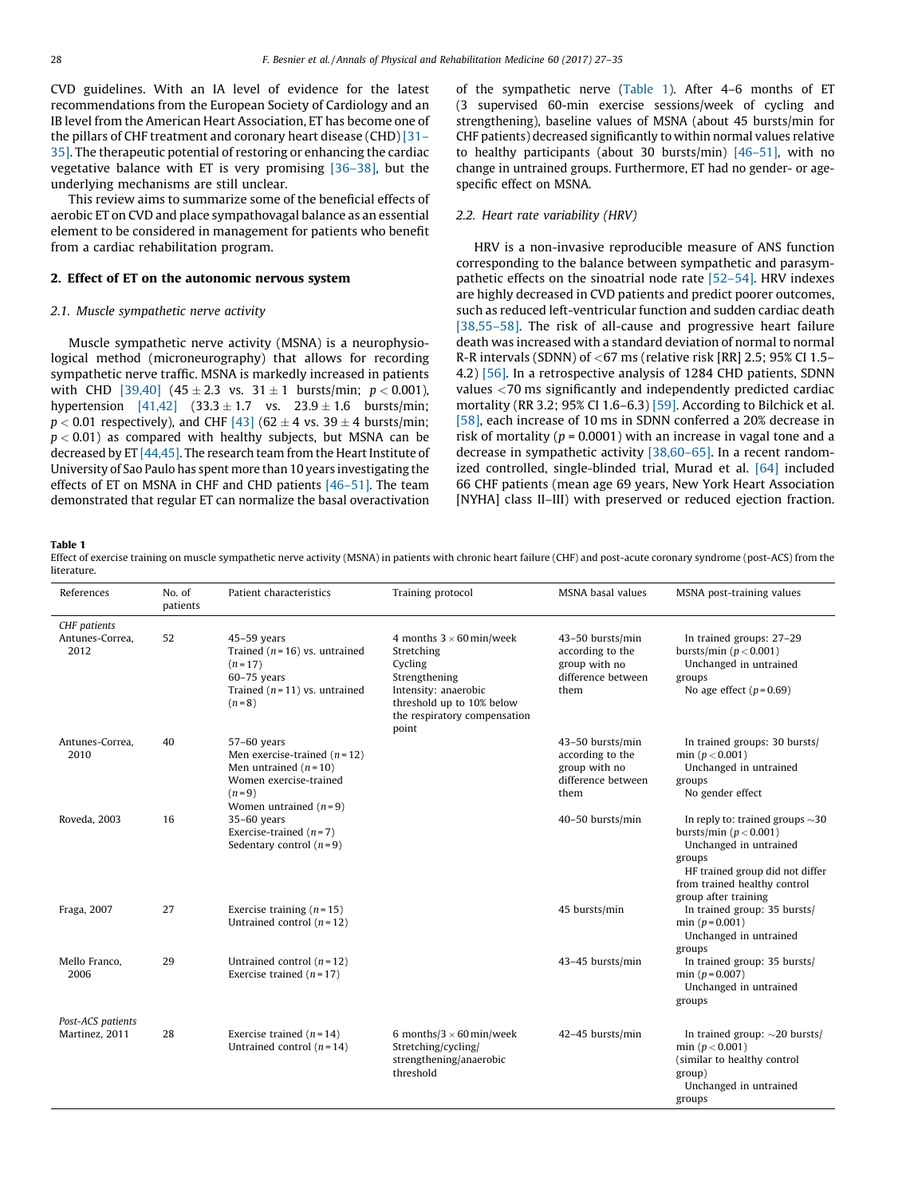CVD guidelines. With an IA level of evidence for the latest recommendations from the European Society of Cardiology and an IB level from the American Heart Association, ET has become one of the pillars of CHF treatment and coronary heart disease (CHD) [31–35]. The therapeutic potential of restoring or enhancing the cardiac vegetative balance with ET is very promising [36–38], but the underlying mechanisms are still unclear.

This review aims to summarize some of the beneficial effects of aerobic ET on CVD and place sympathovagal balance as an essential element to be considered in management for patients who benefit from a cardiac rehabilitation program.

## 2. Effect of ET on the autonomic nervous system

### 2.1. Muscle sympathetic nerve activity

Muscle sympathetic nerve activity (MSNA) is a neurophysiological method (microneurography) that allows for recording sympathetic nerve traffic. MSNA is markedly increased in patients with CHD [39,40] ($45 \pm 2.3$ vs. $31 \pm 1$ bursts/min; $p < 0.001$), hypertension [41,42] ($33.3 \pm 1.7$ vs. $23.9 \pm 1.6$ bursts/min; $p < 0.01$ respectively), and CHF [43] ($62 \pm 4$ vs. $39 \pm 4$ bursts/min; $p < 0.01$) as compared with healthy subjects, but MSNA can be decreased by ET [44,45]. The research team from the Heart Institute of University of Sao Paulo has spent more than 10 years investigating the effects of ET on MSNA in CHF and CHD patients [46–51]. The team demonstrated that regular ET can normalize the basal overactivation of the sympathetic nerve (Table 1). After 4–6 months of ET (3 supervised 60-min exercise sessions/week of cycling and strengthening), baseline values of MSNA (about 45 bursts/min for CHF patients) decreased significantly to within normal values relative to healthy participants (about 30 bursts/min) [46–51], with no change in untrained groups. Furthermore, ET had no gender- or age-specific effect on MSNA.

### 2.2. Heart rate variability (HRV)

HRV is a non-invasive reproducible measure of ANS function corresponding to the balance between sympathetic and parasympathetic effects on the sinoatrial node rate [52–54]. HRV indexes are highly decreased in CVD patients and predict poorer outcomes, such as reduced left-ventricular function and sudden cardiac death [38,55–58]. The risk of all-cause and progressive heart failure death was increased with a standard deviation of normal to normal R-R intervals (SDNN) of <67 ms (relative risk [RR] 2.5; 95% CI 1.5–4.2) [56]. In a retrospective analysis of 1284 CHD patients, SDNN values <70 ms significantly and independently predicted cardiac mortality (RR 3.2; 95% CI 1.6–6.3) [59]. According to Bilchick et al. [58], each increase of 10 ms in SDNN conferred a 20% decrease in risk of mortality ($p = 0.0001$) with an increase in vagal tone and a decrease in sympathetic activity [38,60–65]. In a recent randomized controlled, single-blinded trial, Murad et al. [64] included 66 CHF patients (mean age 69 years, New York Heart Association [NYHA] class II–III) with preserved or reduced ejection fraction.

**Table 1**
Effect of exercise training on muscle sympathetic nerve activity (MSNA) in patients with chronic heart failure (CHF) and post-acute coronary syndrome (post-ACS) from the literature.

| References | No. of patients | Patient characteristics | Training protocol | MSNA basal values | MSNA post-training values |
|---|---|---|---|---|---|
| *CHF patients* | | | | | |
| Antunes-Correa, 2012 | 52 | 45–59 years<br>Trained ($n = 16$) vs. untrained ($n = 17$)<br>60–75 years<br>Trained ($n = 11$) vs. untrained ($n = 8$) | 4 months $3 \times 60$ min/week<br>Stretching<br>Cycling<br>Strengthening<br>Intensity: anaerobic threshold up to 10% below the respiratory compensation point | 43–50 bursts/min according to the group with no difference between them | In trained groups: 27–29 bursts/min ($p < 0.001$)<br>Unchanged in untrained groups<br>No age effect ($p = 0.69$) |
| Antunes-Correa, 2010 | 40 | 57–60 years<br>Men exercise-trained ($n = 12$)<br>Men untrained ($n = 10$)<br>Women exercise-trained ($n = 9$)<br>Women untrained ($n = 9$) | | 43–50 bursts/min according to the group with no difference between them | In trained groups: 30 bursts/min ($p < 0.001$)<br>Unchanged in untrained groups<br>No gender effect |
| Roveda, 2003 | 16 | 35–60 years<br>Exercise-trained ($n = 7$)<br>Sedentary control ($n = 9$) | | 40–50 bursts/min | In reply to: trained groups ~30 bursts/min ($p < 0.001$)<br>Unchanged in untrained groups<br>HF trained group did not differ from trained healthy control group after training |
| Fraga, 2007 | 27 | Exercise training ($n = 15$)<br>Untrained control ($n = 12$) | | 45 bursts/min | In trained group: 35 bursts/min ($p = 0.001$)<br>Unchanged in untrained groups |
| Mello Franco, 2006 | 29 | Untrained control ($n = 12$)<br>Exercise trained ($n = 17$) | | 43–45 bursts/min | In trained group: 35 bursts/min ($p = 0.007$)<br>Unchanged in untrained groups |
| *Post-ACS patients* | | | | | |
| Martinez, 2011 | 28 | Exercise trained ($n = 14$)<br>Untrained control ($n = 14$) | 6 months/$3 \times 60$ min/week<br>Stretching/cycling/strengthening/anaerobic threshold | 42–45 bursts/min | In trained group: ~20 bursts/min ($p < 0.001$)<br>(similar to healthy control group)<br>Unchanged in untrained groups |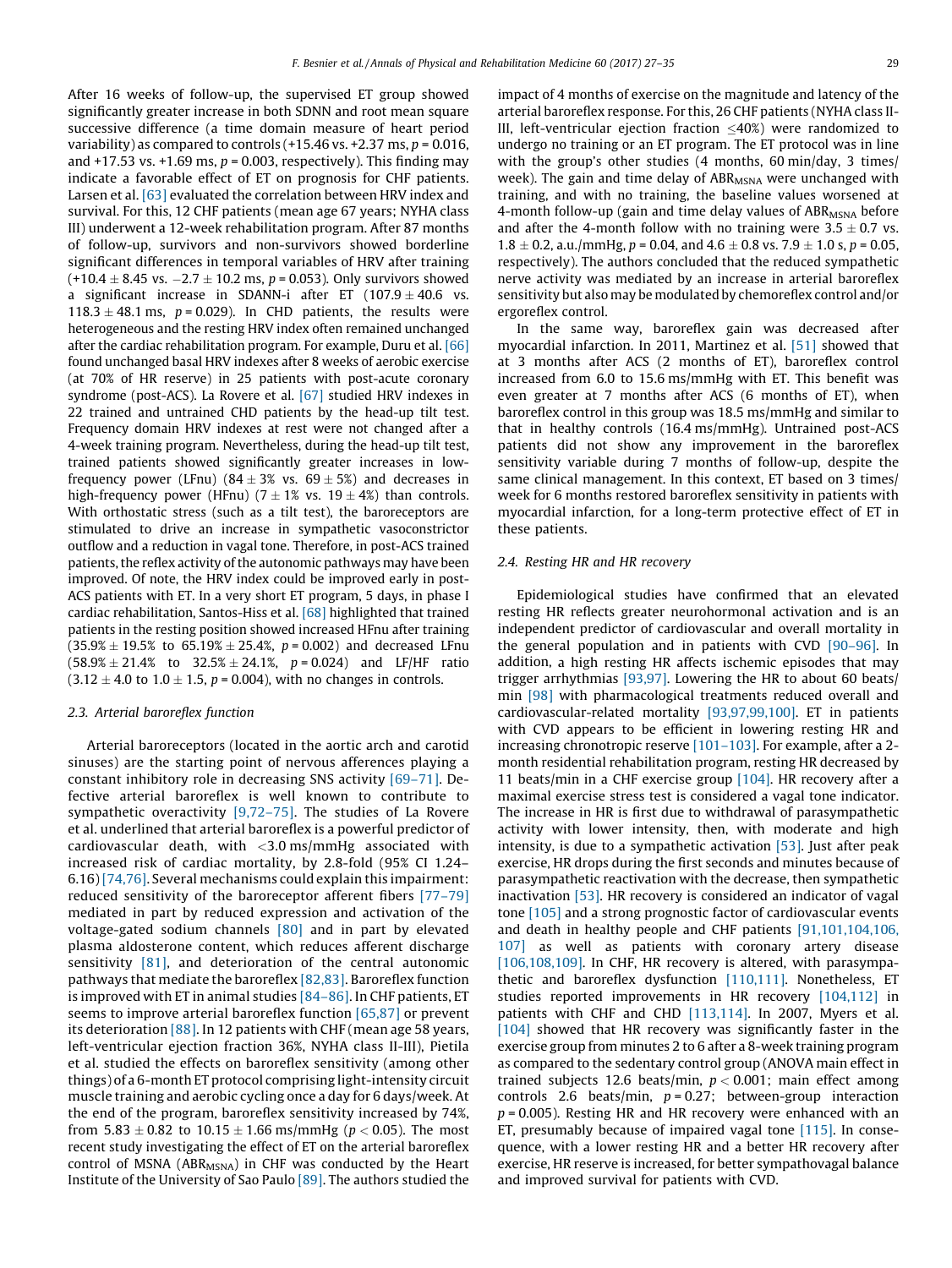After 16 weeks of follow-up, the supervised ET group showed significantly greater increase in both SDNN and root mean square successive difference (a time domain measure of heart period variability) as compared to controls (+15.46 vs. +2.37 ms, $p = 0.016$, and +17.53 vs. +1.69 ms, $p = 0.003$, respectively). This finding may indicate a favorable effect of ET on prognosis for CHF patients. Larsen et al. [63] evaluated the correlation between HRV index and survival. For this, 12 CHF patients (mean age 67 years; NYHA class III) underwent a 12-week rehabilitation program. After 87 months of follow-up, survivors and non-survivors showed borderline significant differences in temporal variables of HRV after training (+10.4 $\pm$ 8.45 vs. $-2.7 \pm 10.2$ ms, $p = 0.053$). Only survivors showed a significant increase in SDANN-i after ET ($107.9 \pm 40.6$ vs. $118.3 \pm 48.1$ ms, $p = 0.029$). In CHD patients, the results were heterogeneous and the resting HRV index often remained unchanged after the cardiac rehabilitation program. For example, Duru et al. [66] found unchanged basal HRV indexes after 8 weeks of aerobic exercise (at 70% of HR reserve) in 25 patients with post-acute coronary syndrome (post-ACS). La Rovere et al. [67] studied HRV indexes in 22 trained and untrained CHD patients by the head-up tilt test. Frequency domain HRV indexes at rest were not changed after a 4-week training program. Nevertheless, during the head-up tilt test, trained patients showed significantly greater increases in low-frequency power (LFnu) ($84 \pm 3\%$ vs. $69 \pm 5\%$) and decreases in high-frequency power (HFnu) ($7 \pm 1\%$ vs. $19 \pm 4\%$) than controls. With orthostatic stress (such as a tilt test), the baroreceptors are stimulated to drive an increase in sympathetic vasoconstrictor outflow and a reduction in vagal tone. Therefore, in post-ACS trained patients, the reflex activity of the autonomic pathways may have been improved. Of note, the HRV index could be improved early in post-ACS patients with ET. In a very short ET program, 5 days, in phase I cardiac rehabilitation, Santos-Hiss et al. [68] highlighted that trained patients in the resting position showed increased HFnu after training ($35.9\% \pm 19.5\%$ to $65.19\% \pm 25.4\%$, $p = 0.002$) and decreased LFnu ($58.9\% \pm 21.4\%$ to $32.5\% \pm 24.1\%$, $p = 0.024$) and LF/HF ratio ($3.12 \pm 4.0$ to $1.0 \pm 1.5$, $p = 0.004$), with no changes in controls.

### 2.3. Arterial baroreflex function

Arterial baroreceptors (located in the aortic arch and carotid sinuses) are the starting point of nervous afferences playing a constant inhibitory role in decreasing SNS activity [69–71]. Defective arterial baroreflex is well known to contribute to sympathetic overactivity [9,72–75]. The studies of La Rovere et al. underlined that arterial baroreflex is a powerful predictor of cardiovascular death, with $<3.0$ ms/mmHg associated with increased risk of cardiac mortality, by 2.8-fold (95% CI 1.24–6.16) [74,76]. Several mechanisms could explain this impairment: reduced sensitivity of the baroreceptor afferent fibers [77–79] mediated in part by reduced expression and activation of the voltage-gated sodium channels [80] and in part by elevated plasma aldosterone content, which reduces afferent discharge sensitivity [81], and deterioration of the central autonomic pathways that mediate the baroreflex [82,83]. Baroreflex function is improved with ET in animal studies [84–86]. In CHF patients, ET seems to improve arterial baroreflex function [65,87] or prevent its deterioration [88]. In 12 patients with CHF (mean age 58 years, left-ventricular ejection fraction 36%, NYHA class II-III), Pietila et al. studied the effects on baroreflex sensitivity (among other things) of a 6-month ET protocol comprising light-intensity circuit muscle training and aerobic cycling once a day for 6 days/week. At the end of the program, baroreflex sensitivity increased by 74%, from $5.83 \pm 0.82$ to $10.15 \pm 1.66$ ms/mmHg ($p < 0.05$). The most recent study investigating the effect of ET on the arterial baroreflex control of MSNA ($ABR_{MSNA}$) in CHF was conducted by the Heart Institute of the University of Sao Paulo [89]. The authors studied the impact of 4 months of exercise on the magnitude and latency of the arterial baroreflex response. For this, 26 CHF patients (NYHA class II-III, left-ventricular ejection fraction $\leq$40%) were randomized to undergo no training or an ET program. The ET protocol was in line with the group's other studies (4 months, 60 min/day, 3 times/week). The gain and time delay of $ABR_{MSNA}$ were unchanged with training, and with no training, the baseline values worsened at 4-month follow-up (gain and time delay values of $ABR_{MSNA}$ before and after the 4-month follow with no training were $3.5 \pm 0.7$ vs. $1.8 \pm 0.2$, a.u./mmHg, $p = 0.04$, and $4.6 \pm 0.8$ vs. $7.9 \pm 1.0$ s, $p = 0.05$, respectively). The authors concluded that the reduced sympathetic nerve activity was mediated by an increase in arterial baroreflex sensitivity but also may be modulated by chemoreflex control and/or ergoreflex control.

In the same way, baroreflex gain was decreased after myocardial infarction. In 2011, Martinez et al. [51] showed that at 3 months after ACS (2 months of ET), baroreflex control increased from 6.0 to 15.6 ms/mmHg with ET. This benefit was even greater at 7 months after ACS (6 months of ET), when baroreflex control in this group was 18.5 ms/mmHg and similar to that in healthy controls (16.4 ms/mmHg). Untrained post-ACS patients did not show any improvement in the baroreflex sensitivity variable during 7 months of follow-up, despite the same clinical management. In this context, ET based on 3 times/week for 6 months restored baroreflex sensitivity in patients with myocardial infarction, for a long-term protective effect of ET in these patients.

### 2.4. Resting HR and HR recovery

Epidemiological studies have confirmed that an elevated resting HR reflects greater neurohormonal activation and is an independent predictor of cardiovascular and overall mortality in the general population and in patients with CVD [90–96]. In addition, a high resting HR affects ischemic episodes that may trigger arrhythmias [93,97]. Lowering the HR to about 60 beats/min [98] with pharmacological treatments reduced overall and cardiovascular-related mortality [93,97,99,100]. ET in patients with CVD appears to be efficient in lowering resting HR and increasing chronotropic reserve [101–103]. For example, after a 2-month residential rehabilitation program, resting HR decreased by 11 beats/min in a CHF exercise group [104]. HR recovery after a maximal exercise stress test is considered a vagal tone indicator. The increase in HR is first due to withdrawal of parasympathetic activity with lower intensity, then, with moderate and high intensity, is due to a sympathetic activation [53]. Just after peak exercise, HR drops during the first seconds and minutes because of parasympathetic reactivation with the decrease, then sympathetic inactivation [53]. HR recovery is considered an indicator of vagal tone [105] and a strong prognostic factor of cardiovascular events and death in healthy people and CHF patients [91,101,104,106,107] as well as patients with coronary artery disease [106,108,109]. In CHF, HR recovery is altered, with parasympathetic and baroreflex dysfunction [110,111]. Nonetheless, ET studies reported improvements in HR recovery [104,112] in patients with CHF and CHD [113,114]. In 2007, Myers et al. [104] showed that HR recovery was significantly faster in the exercise group from minutes 2 to 6 after a 8-week training program as compared to the sedentary control group (ANOVA main effect in trained subjects 12.6 beats/min, $p < 0.001$; main effect among controls 2.6 beats/min, $p = 0.27$; between-group interaction $p = 0.005$). Resting HR and HR recovery were enhanced with an ET, presumably because of impaired vagal tone [115]. In consequence, with a lower resting HR and a better HR recovery after exercise, HR reserve is increased, for better sympathovagal balance and improved survival for patients with CVD.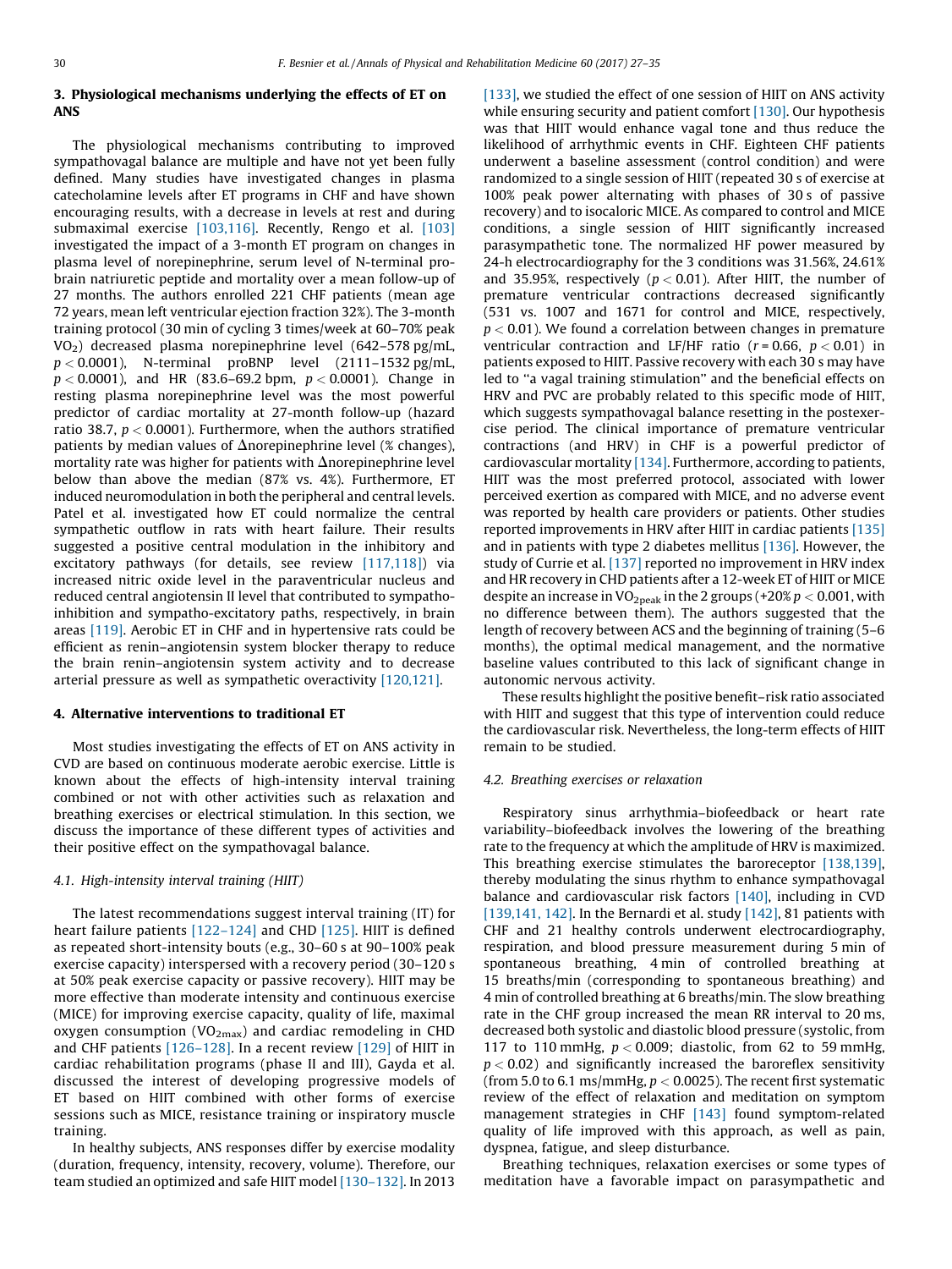## 3. Physiological mechanisms underlying the effects of ET on ANS

The physiological mechanisms contributing to improved sympathovagal balance are multiple and have not yet been fully defined. Many studies have investigated changes in plasma catecholamine levels after ET programs in CHF and have shown encouraging results, with a decrease in levels at rest and during submaximal exercise [103,116]. Recently, Rengo et al. [103] investigated the impact of a 3-month ET program on changes in plasma level of norepinephrine, serum level of N-terminal pro-brain natriuretic peptide and mortality over a mean follow-up of 27 months. The authors enrolled 221 CHF patients (mean age 72 years, mean left ventricular ejection fraction 32%). The 3-month training protocol (30 min of cycling 3 times/week at 60–70% peak $VO_2$) decreased plasma norepinephrine level (642–578 pg/mL, $p < 0.0001$), N-terminal proBNP level (2111–1532 pg/mL, $p < 0.0001$), and HR (83.6–69.2 bpm, $p < 0.0001$). Change in resting plasma norepinephrine level was the most powerful predictor of cardiac mortality at 27-month follow-up (hazard ratio 38.7, $p < 0.0001$). Furthermore, when the authors stratified patients by median values of $\Delta$norepinephrine level (% changes), mortality rate was higher for patients with $\Delta$norepinephrine level below than above the median (87% vs. 4%). Furthermore, ET induced neuromodulation in both the peripheral and central levels. Patel et al. investigated how ET could normalize the central sympathetic outflow in rats with heart failure. Their results suggested a positive central modulation in the inhibitory and excitatory pathways (for details, see review [117,118]) via increased nitric oxide level in the paraventricular nucleus and reduced central angiotensin II level that contributed to sympatho-inhibition and sympatho-excitatory paths, respectively, in brain areas [119]. Aerobic ET in CHF and in hypertensive rats could be efficient as renin–angiotensin system blocker therapy to reduce the brain renin–angiotensin system activity and to decrease arterial pressure as well as sympathetic overactivity [120,121].

## 4. Alternative interventions to traditional ET

Most studies investigating the effects of ET on ANS activity in CVD are based on continuous moderate aerobic exercise. Little is known about the effects of high-intensity interval training combined or not with other activities such as relaxation and breathing exercises or electrical stimulation. In this section, we discuss the importance of these different types of activities and their positive effect on the sympathovagal balance.

### 4.1. High-intensity interval training (HIIT)

The latest recommendations suggest interval training (IT) for heart failure patients [122–124] and CHD [125]. HIIT is defined as repeated short-intensity bouts (e.g., 30–60 s at 90–100% peak exercise capacity) interspersed with a recovery period (30–120 s at 50% peak exercise capacity or passive recovery). HIIT may be more effective than moderate intensity and continuous exercise (MICE) for improving exercise capacity, quality of life, maximal oxygen consumption ($VO_{2max}$) and cardiac remodeling in CHD and CHF patients [126–128]. In a recent review [129] of HIIT in cardiac rehabilitation programs (phase II and III), Gayda et al. discussed the interest of developing progressive models of ET based on HIIT combined with other forms of exercise sessions such as MICE, resistance training or inspiratory muscle training.

In healthy subjects, ANS responses differ by exercise modality (duration, frequency, intensity, recovery, volume). Therefore, our team studied an optimized and safe HIIT model [130–132]. In 2013 [133], we studied the effect of one session of HIIT on ANS activity while ensuring security and patient comfort [130]. Our hypothesis was that HIIT would enhance vagal tone and thus reduce the likelihood of arrhythmic events in CHF. Eighteen CHF patients underwent a baseline assessment (control condition) and were randomized to a single session of HIIT (repeated 30 s of exercise at 100% peak power alternating with phases of 30 s of passive recovery) and to isocaloric MICE. As compared to control and MICE conditions, a single session of HIIT significantly increased parasympathetic tone. The normalized HF power measured by 24-h electrocardiography for the 3 conditions was 31.56%, 24.61% and 35.95%, respectively ($p < 0.01$). After HIIT, the number of premature ventricular contractions decreased significantly (531 vs. 1007 and 1671 for control and MICE, respectively, $p < 0.01$). We found a correlation between changes in premature ventricular contraction and LF/HF ratio ($r = 0.66$, $p < 0.01$) in patients exposed to HIIT. Passive recovery with each 30 s may have led to "a vagal training stimulation" and the beneficial effects on HRV and PVC are probably related to this specific mode of HIIT, which suggests sympathovagal balance resetting in the postexercise period. The clinical importance of premature ventricular contractions (and HRV) in CHF is a powerful predictor of cardiovascular mortality [134]. Furthermore, according to patients, HIIT was the most preferred protocol, associated with lower perceived exertion as compared with MICE, and no adverse event was reported by health care providers or patients. Other studies reported improvements in HRV after HIIT in cardiac patients [135] and in patients with type 2 diabetes mellitus [136]. However, the study of Currie et al. [137] reported no improvement in HRV index and HR recovery in CHD patients after a 12-week ET of HIIT or MICE despite an increase in $VO_{2peak}$ in the 2 groups (+20% $p < 0.001$, with no difference between them). The authors suggested that the length of recovery between ACS and the beginning of training (5–6 months), the optimal medical management, and the normative baseline values contributed to this lack of significant change in autonomic nervous activity.

These results highlight the positive benefit–risk ratio associated with HIIT and suggest that this type of intervention could reduce the cardiovascular risk. Nevertheless, the long-term effects of HIIT remain to be studied.

### 4.2. Breathing exercises or relaxation

Respiratory sinus arrhythmia–biofeedback or heart rate variability–biofeedback involves the lowering of the breathing rate to the frequency at which the amplitude of HRV is maximized. This breathing exercise stimulates the baroreceptor [138,139], thereby modulating the sinus rhythm to enhance sympathovagal balance and cardiovascular risk factors [140], including in CVD [139,141, 142]. In the Bernardi et al. study [142], 81 patients with CHF and 21 healthy controls underwent electrocardiography, respiration, and blood pressure measurement during 5 min of spontaneous breathing, 4 min of controlled breathing at 15 breaths/min (corresponding to spontaneous breathing) and 4 min of controlled breathing at 6 breaths/min. The slow breathing rate in the CHF group increased the mean RR interval to 20 ms, decreased both systolic and diastolic blood pressure (systolic, from 117 to 110 mmHg, $p < 0.009$; diastolic, from 62 to 59 mmHg, $p < 0.02$) and significantly increased the baroreflex sensitivity (from 5.0 to 6.1 ms/mmHg, $p < 0.0025$). The recent first systematic review of the effect of relaxation and meditation on symptom management strategies in CHF [143] found symptom-related quality of life improved with this approach, as well as pain, dyspnea, fatigue, and sleep disturbance.

Breathing techniques, relaxation exercises or some types of meditation have a favorable impact on parasympathetic and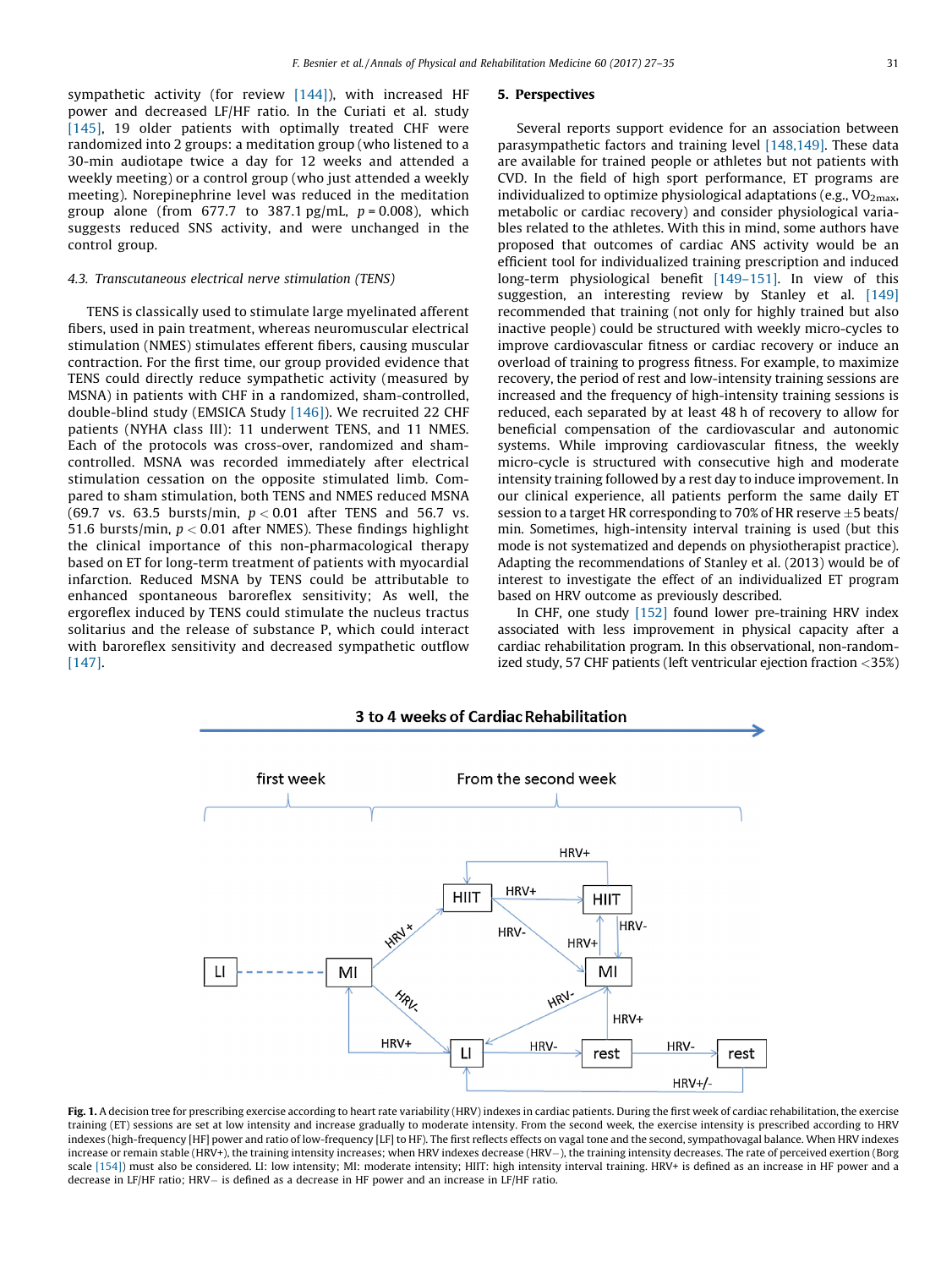sympathetic activity (for review [144]), with increased HF power and decreased LF/HF ratio. In the Curiati et al. study [145], 19 older patients with optimally treated CHF were randomized into 2 groups: a meditation group (who listened to a 30-min audiotape twice a day for 12 weeks and attended a weekly meeting) or a control group (who just attended a weekly meeting). Norepinephrine level was reduced in the meditation group alone (from 677.7 to 387.1 pg/mL, $p = 0.008$), which suggests reduced SNS activity, and were unchanged in the control group.

### 4.3. Transcutaneous electrical nerve stimulation (TENS)

TENS is classically used to stimulate large myelinated afferent fibers, used in pain treatment, whereas neuromuscular electrical stimulation (NMES) stimulates efferent fibers, causing muscular contraction. For the first time, our group provided evidence that TENS could directly reduce sympathetic activity (measured by MSNA) in patients with CHF in a randomized, sham-controlled, double-blind study (EMSICA Study [146]). We recruited 22 CHF patients (NYHA class III): 11 underwent TENS, and 11 NMES. Each of the protocols was cross-over, randomized and sham-controlled. MSNA was recorded immediately after electrical stimulation cessation on the opposite stimulated limb. Compared to sham stimulation, both TENS and NMES reduced MSNA (69.7 vs. 63.5 bursts/min, $p < 0.01$ after TENS and 56.7 vs. 51.6 bursts/min, $p < 0.01$ after NMES). These findings highlight the clinical importance of this non-pharmacological therapy based on ET for long-term treatment of patients with myocardial infarction. Reduced MSNA by TENS could be attributable to enhanced spontaneous baroreflex sensitivity; As well, the ergoreflex induced by TENS could stimulate the nucleus tractus solitarius and the release of substance P, which could interact with baroreflex sensitivity and decreased sympathetic outflow [147].

## 5. Perspectives

Several reports support evidence for an association between parasympathetic factors and training level [148,149]. These data are available for trained people or athletes but not patients with CVD. In the field of high sport performance, ET programs are individualized to optimize physiological adaptations (e.g., $VO_{2max}$, metabolic or cardiac recovery) and consider physiological variables related to the athletes. With this in mind, some authors have proposed that outcomes of cardiac ANS activity would be an efficient tool for individualized training prescription and induced long-term physiological benefit [149–151]. In view of this suggestion, an interesting review by Stanley et al. [149] recommended that training (not only for highly trained but also inactive people) could be structured with weekly micro-cycles to improve cardiovascular fitness or cardiac recovery or induce an overload of training to progress fitness. For example, to maximize recovery, the period of rest and low-intensity training sessions are increased and the frequency of high-intensity training sessions is reduced, each separated by at least 48 h of recovery to allow for beneficial compensation of the cardiovascular and autonomic systems. While improving cardiovascular fitness, the weekly micro-cycle is structured with consecutive high and moderate intensity training followed by a rest day to induce improvement. In our clinical experience, all patients perform the same daily ET session to a target HR corresponding to 70% of HR reserve ±5 beats/min. Sometimes, high-intensity interval training is used (but this mode is not systematized and depends on physiotherapist practice). Adapting the recommendations of Stanley et al. (2013) would be of interest to investigate the effect of an individualized ET program based on HRV outcome as previously described.

In CHF, one study [152] found lower pre-training HRV index associated with less improvement in physical capacity after a cardiac rehabilitation program. In this observational, non-randomized study, 57 CHF patients (left ventricular ejection fraction <35%)

**Fig. 1.** A decision tree for prescribing exercise according to heart rate variability (HRV) indexes in cardiac patients. During the first week of cardiac rehabilitation, the exercise training (ET) sessions are set at low intensity and increase gradually to moderate intensity. From the second week, the exercise intensity is prescribed according to HRV indexes (high-frequency [HF] power and ratio of low-frequency [LF] to HF). The first reflects effects on vagal tone and the second, sympathovagal balance. When HRV indexes increase or remain stable (HRV+), the training intensity increases; when HRV indexes decrease (HRV−), the training intensity decreases. The rate of perceived exertion (Borg scale [154]) must also be considered. LI: low intensity; MI: moderate intensity; HIIT: high intensity interval training. HRV+ is defined as an increase in HF power and a decrease in LF/HF ratio; HRV− is defined as a decrease in HF power and an increase in LF/HF ratio.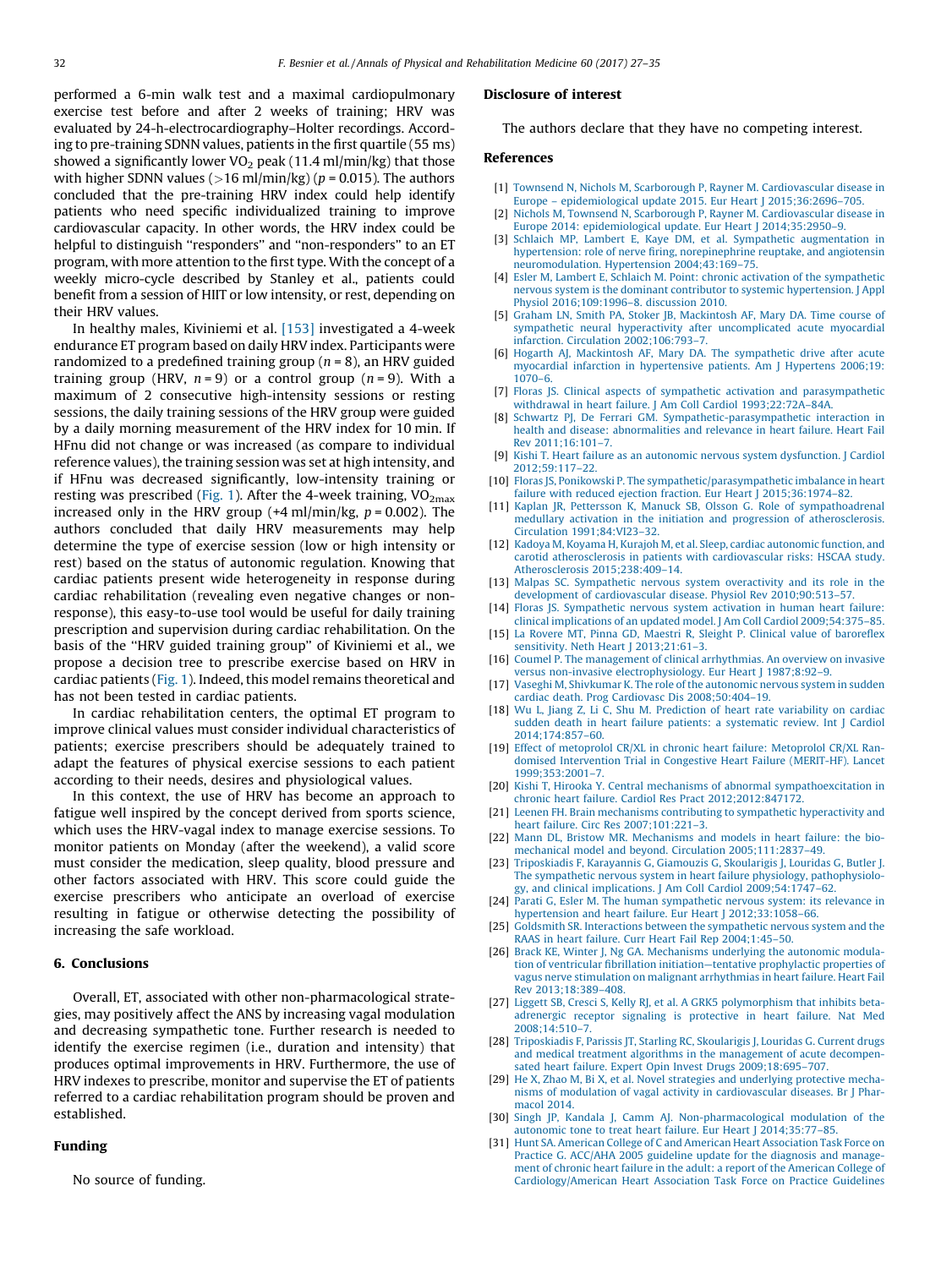performed a 6-min walk test and a maximal cardiopulmonary exercise test before and after 2 weeks of training; HRV was evaluated by 24-h-electrocardiography–Holter recordings. According to pre-training SDNN values, patients in the first quartile (55 ms) showed a significantly lower $VO_2$ peak (11.4 ml/min/kg) that those with higher SDNN values (>16 ml/min/kg) ($p = 0.015$). The authors concluded that the pre-training HRV index could help identify patients who need specific individualized training to improve cardiovascular capacity. In other words, the HRV index could be helpful to distinguish "responders" and "non-responders" to an ET program, with more attention to the first type. With the concept of a weekly micro-cycle described by Stanley et al., patients could benefit from a session of HIIT or low intensity, or rest, depending on their HRV values.

In healthy males, Kiviniemi et al. [153] investigated a 4-week endurance ET program based on daily HRV index. Participants were randomized to a predefined training group ($n = 8$), an HRV guided training group (HRV, $n = 9$) or a control group ($n = 9$). With a maximum of 2 consecutive high-intensity sessions or resting sessions, the daily training sessions of the HRV group were guided by a daily morning measurement of the HRV index for 10 min. If HFnu did not change or was increased (as compare to individual reference values), the training session was set at high intensity, and if HFnu was decreased significantly, low-intensity training or resting was prescribed (Fig. 1). After the 4-week training, $VO_{2max}$ increased only in the HRV group (+4 ml/min/kg, $p = 0.002$). The authors concluded that daily HRV measurements may help determine the type of exercise session (low or high intensity or rest) based on the status of autonomic regulation. Knowing that cardiac patients present wide heterogeneity in response during cardiac rehabilitation (revealing even negative changes or non-response), this easy-to-use tool would be useful for daily training prescription and supervision during cardiac rehabilitation. On the basis of the "HRV guided training group" of Kiviniemi et al., we propose a decision tree to prescribe exercise based on HRV in cardiac patients (Fig. 1). Indeed, this model remains theoretical and has not been tested in cardiac patients.

In cardiac rehabilitation centers, the optimal ET program to improve clinical values must consider individual characteristics of patients; exercise prescribers should be adequately trained to adapt the features of physical exercise sessions to each patient according to their needs, desires and physiological values.

In this context, the use of HRV has become an approach to fatigue well inspired by the concept derived from sports science, which uses the HRV-vagal index to manage exercise sessions. To monitor patients on Monday (after the weekend), a valid score must consider the medication, sleep quality, blood pressure and other factors associated with HRV. This score could guide the exercise prescribers who anticipate an overload of exercise resulting in fatigue or otherwise detecting the possibility of increasing the safe workload.

## 6. Conclusions

Overall, ET, associated with other non-pharmacological strategies, may positively affect the ANS by increasing vagal modulation and decreasing sympathetic tone. Further research is needed to identify the exercise regimen (i.e., duration and intensity) that produces optimal improvements in HRV. Furthermore, the use of HRV indexes to prescribe, monitor and supervise the ET of patients referred to a cardiac rehabilitation program should be proven and established.

## Funding

No source of funding.

## Disclosure of interest

The authors declare that they have no competing interest.

## References

[1] Townsend N, Nichols M, Scarborough P, Rayner M. Cardiovascular disease in Europe – epidemiological update 2015. Eur Heart J 2015;36:2696–705.

[2] Nichols M, Townsend N, Scarborough P, Rayner M. Cardiovascular disease in Europe 2014: epidemiological update. Eur Heart J 2014;35:2950–9.

[3] Schlaich MP, Lambert E, Kaye DM, et al. Sympathetic augmentation in hypertension: role of nerve firing, norepinephrine reuptake, and angiotensin neuromodulation. Hypertension 2004;43:169–75.

[4] Esler M, Lambert E, Schlaich M. Point: chronic activation of the sympathetic nervous system is the dominant contributor to systemic hypertension. J Appl Physiol 2016;109:1996–8. discussion 2010.

[5] Graham LN, Smith PA, Stoker JB, Mackintosh AF, Mary DA. Time course of sympathetic neural hyperactivity after uncomplicated acute myocardial infarction. Circulation 2002;106:793–7.

[6] Hogarth AJ, Mackintosh AF, Mary DA. The sympathetic drive after acute myocardial infarction in hypertensive patients. Am J Hypertens 2006;19:1070–6.

[7] Floras JS. Clinical aspects of sympathetic activation and parasympathetic withdrawal in heart failure. J Am Coll Cardiol 1993;22:72A–84A.

[8] Schwartz PJ, De Ferrari GM. Sympathetic-parasympathetic interaction in health and disease: abnormalities and relevance in heart failure. Heart Fail Rev 2011;16:101–7.

[9] Kishi T. Heart failure as an autonomic nervous system dysfunction. J Cardiol 2012;59:117–22.

[10] Floras JS, Ponikowski P. The sympathetic/parasympathetic imbalance in heart failure with reduced ejection fraction. Eur Heart J 2015;36:1974–82.

[11] Kaplan JR, Pettersson K, Manuck SB, Olsson G. Role of sympathoadrenal medullary activation in the initiation and progression of atherosclerosis. Circulation 1991;84:VI23–32.

[12] Kadoya M, Koyama H, Kurajoh M, et al. Sleep, cardiac autonomic function, and carotid atherosclerosis in patients with cardiovascular risks: HSCAA study. Atherosclerosis 2015;238:409–14.

[13] Malpas SC. Sympathetic nervous system overactivity and its role in the development of cardiovascular disease. Physiol Rev 2010;90:513–57.

[14] Floras JS. Sympathetic nervous system activation in human heart failure: clinical implications of an updated model. J Am Coll Cardiol 2009;54:375–85.

[15] La Rovere MT, Pinna GD, Maestri R, Sleight P. Clinical value of baroreflex sensitivity. Neth Heart J 2013;21:61–3.

[16] Coumel P. The management of clinical arrhythmias. An overview on invasive versus non-invasive electrophysiology. Eur Heart J 1987;8:92–9.

[17] Vaseghi M, Shivkumar K. The role of the autonomic nervous system in sudden cardiac death. Prog Cardiovasc Dis 2008;50:404–19.

[18] Wu L, Jiang Z, Li C, Shu M. Prediction of heart rate variability on cardiac sudden death in heart failure patients: a systematic review. Int J Cardiol 2014;174:857–60.

[19] Effect of metoprolol CR/XL in chronic heart failure: Metoprolol CR/XL Randomised Intervention Trial in Congestive Heart Failure (MERIT-HF). Lancet 1999;353:2001–7.

[20] Kishi T, Hirooka Y. Central mechanisms of abnormal sympathoexcitation in chronic heart failure. Cardiol Res Pract 2012;2012:847172.

[21] Leenen FH. Brain mechanisms contributing to sympathetic hyperactivity and heart failure. Circ Res 2007;101:221–3.

[22] Mann DL, Bristow MR. Mechanisms and models in heart failure: the biomechanical model and beyond. Circulation 2005;111:2837–49.

[23] Triposkiadis F, Karayannis G, Giamouzis G, Skoularigis J, Louridas G, Butler J. The sympathetic nervous system in heart failure physiology, pathophysiology, and clinical implications. J Am Coll Cardiol 2009;54:1747–62.

[24] Parati G, Esler M. The human sympathetic nervous system: its relevance in hypertension and heart failure. Eur Heart J 2012;33:1058–66.

[25] Goldsmith SR. Interactions between the sympathetic nervous system and the RAAS in heart failure. Curr Heart Fail Rep 2004;1:45–50.

[26] Brack KE, Winter J, Ng GA. Mechanisms underlying the autonomic modulation of ventricular fibrillation initiation—tentative prophylactic properties of vagus nerve stimulation on malignant arrhythmias in heart failure. Heart Fail Rev 2013;18:389–408.

[27] Liggett SB, Cresci S, Kelly RJ, et al. A GRK5 polymorphism that inhibits beta-adrenergic receptor signaling is protective in heart failure. Nat Med 2008;14:510–7.

[28] Triposkiadis F, Parissis JT, Starling RC, Skoularigis J, Louridas G. Current drugs and medical treatment algorithms in the management of acute decompensated heart failure. Expert Opin Invest Drugs 2009;18:695–707.

[29] He X, Zhao M, Bi X, et al. Novel strategies and underlying protective mechanisms of modulation of vagal activity in cardiovascular diseases. Br J Pharmacol 2014.

[30] Singh JP, Kandala J, Camm AJ. Non-pharmacological modulation of the autonomic tone to treat heart failure. Eur Heart J 2014;35:77–85.

[31] Hunt SA. American College of C and American Heart Association Task Force on Practice G. ACC/AHA 2005 guideline update for the diagnosis and management of chronic heart failure in the adult: a report of the American College of Cardiology/American Heart Association Task Force on Practice Guidelines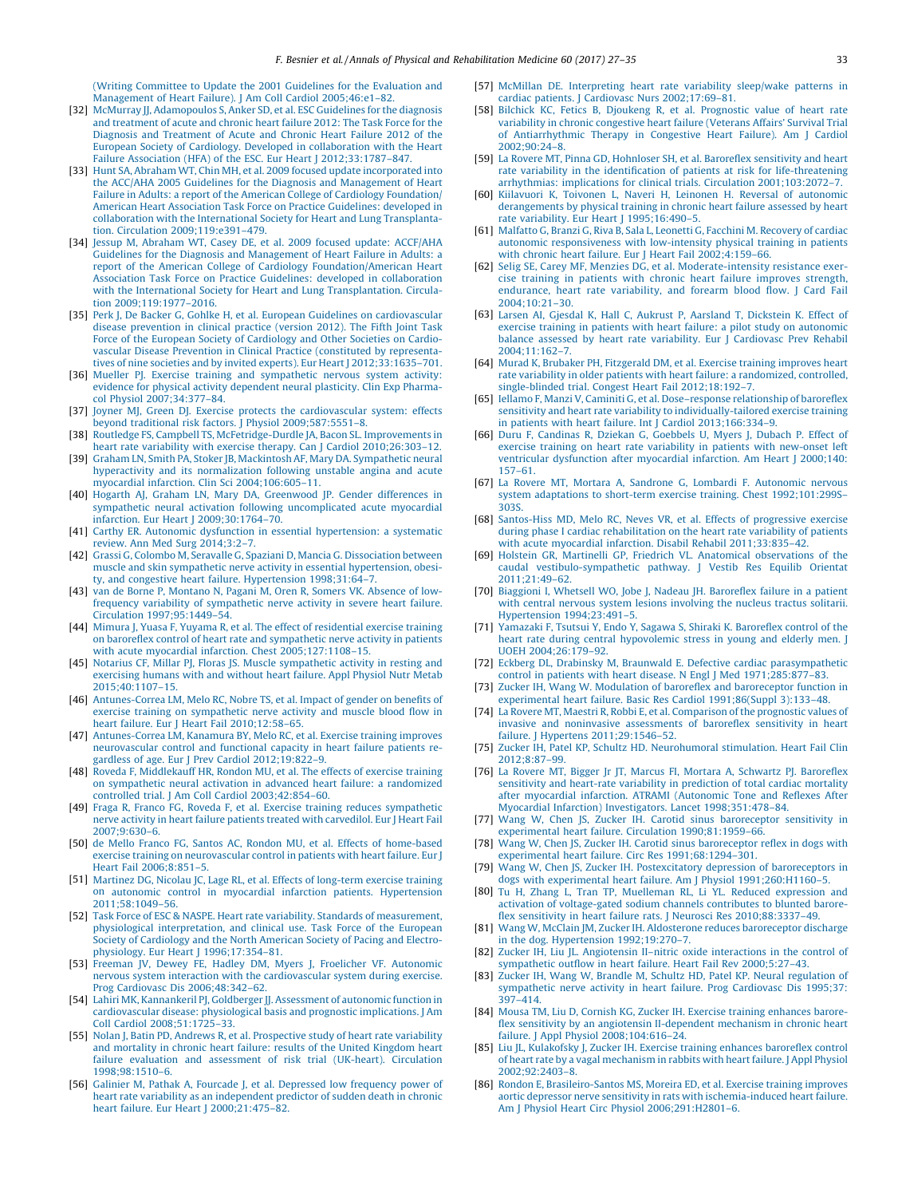(Writing Committee to Update the 2001 Guidelines for the Evaluation and Management of Heart Failure). J Am Coll Cardiol 2005;46:e1–82.

[32] McMurray JJ, Adamopoulos S, Anker SD, et al. ESC Guidelines for the diagnosis and treatment of acute and chronic heart failure 2012: The Task Force for the Diagnosis and Treatment of Acute and Chronic Heart Failure 2012 of the European Society of Cardiology. Developed in collaboration with the Heart Failure Association (HFA) of the ESC. Eur Heart J 2012;33:1787–847.

[33] Hunt SA, Abraham WT, Chin MH, et al. 2009 focused update incorporated into the ACC/AHA 2005 Guidelines for the Diagnosis and Management of Heart Failure in Adults: a report of the American College of Cardiology Foundation/American Heart Association Task Force on Practice Guidelines: developed in collaboration with the International Society for Heart and Lung Transplantation. Circulation 2009;119:e391–479.

[34] Jessup M, Abraham WT, Casey DE, et al. 2009 focused update: ACCF/AHA Guidelines for the Diagnosis and Management of Heart Failure in Adults: a report of the American College of Cardiology Foundation/American Heart Association Task Force on Practice Guidelines: developed in collaboration with the International Society for Heart and Lung Transplantation. Circulation 2009;119:1977–2016.

[35] Perk J, De Backer G, Gohlke H, et al. European Guidelines on cardiovascular disease prevention in clinical practice (version 2012). The Fifth Joint Task Force of the European Society of Cardiology and Other Societies on Cardiovascular Disease Prevention in Clinical Practice (constituted by representatives of nine societies and by invited experts). Eur Heart J 2012;33:1635–701.

[36] Mueller PJ. Exercise training and sympathetic nervous system activity: evidence for physical activity dependent neural plasticity. Clin Exp Pharmacol Physiol 2007;34:377–84.

[37] Joyner MJ, Green DJ. Exercise protects the cardiovascular system: effects beyond traditional risk factors. J Physiol 2009;587:5551–8.

[38] Routledge FS, Campbell TS, McFetridge-Durdle JA, Bacon SL. Improvements in heart rate variability with exercise therapy. Can J Cardiol 2010;26:303–12.

[39] Graham LN, Smith PA, Stoker JB, Mackintosh AF, Mary DA. Sympathetic neural hyperactivity and its normalization following unstable angina and acute myocardial infarction. Clin Sci 2004;106:605–11.

[40] Hogarth AJ, Graham LN, Mary DA, Greenwood JP. Gender differences in sympathetic neural activation following uncomplicated acute myocardial infarction. Eur Heart J 2009;30:1764–70.

[41] Carthy ER. Autonomic dysfunction in essential hypertension: a systematic review. Ann Med Surg 2014;3:2–7.

[42] Grassi G, Colombo M, Seravalle G, Spaziani D, Mancia G. Dissociation between muscle and skin sympathetic nerve activity in essential hypertension, obesity, and congestive heart failure. Hypertension 1998;31:64–7.

[43] van de Borne P, Montano N, Pagani M, Oren R, Somers VK. Absence of low-frequency variability of sympathetic nerve activity in severe heart failure. Circulation 1997;95:1449–54.

[44] Mimura J, Yuasa F, Yuyama R, et al. The effect of residential exercise training on baroreflex control of heart rate and sympathetic nerve activity in patients with acute myocardial infarction. Chest 2005;127:1108–15.

[45] Notarius CF, Millar PJ, Floras JS. Muscle sympathetic activity in resting and exercising humans with and without heart failure. Appl Physiol Nutr Metab 2015;40:1107–15.

[46] Antunes-Correa LM, Melo RC, Nobre TS, et al. Impact of gender on benefits of exercise training on sympathetic nerve activity and muscle blood flow in heart failure. Eur J Heart Fail 2010;12:58–65.

[47] Antunes-Correa LM, Kanamura BY, Melo RC, et al. Exercise training improves neurovascular control and functional capacity in heart failure patients regardless of age. Eur J Prev Cardiol 2012;19:822–9.

[48] Roveda F, Middlekauff HR, Rondon MU, et al. The effects of exercise training on sympathetic neural activation in advanced heart failure: a randomized controlled trial. J Am Coll Cardiol 2003;42:854–60.

[49] Fraga R, Franco FG, Roveda F, et al. Exercise training reduces sympathetic nerve activity in heart failure patients treated with carvedilol. Eur J Heart Fail 2007;9:630–6.

[50] de Mello Franco FG, Santos AC, Rondon MU, et al. Effects of home-based exercise training on neurovascular control in patients with heart failure. Eur J Heart Fail 2006;8:851–5.

[51] Martinez DG, Nicolau JC, Lage RL, et al. Effects of long-term exercise training on autonomic control in myocardial infarction patients. Hypertension 2011;58:1049–56.

[52] Task Force of ESC & NASPE. Heart rate variability. Standards of measurement, physiological interpretation, and clinical use. Task Force of the European Society of Cardiology and the North American Society of Pacing and Electrophysiology. Eur Heart J 1996;17:354–81.

[53] Freeman JV, Dewey FE, Hadley DM, Myers J, Froelicher VF. Autonomic nervous system interaction with the cardiovascular system during exercise. Prog Cardiovasc Dis 2006;48:342–62.

[54] Lahiri MK, Kannankeril PJ, Goldberger JJ. Assessment of autonomic function in cardiovascular disease: physiological basis and prognostic implications. J Am Coll Cardiol 2008;51:1725–33.

[55] Nolan J, Batin PD, Andrews R, et al. Prospective study of heart rate variability and mortality in chronic heart failure: results of the United Kingdom heart failure evaluation and assessment of risk trial (UK-heart). Circulation 1998;98:1510–6.

[56] Galinier M, Pathak A, Fourcade J, et al. Depressed low frequency power of heart rate variability as an independent predictor of sudden death in chronic heart failure. Eur Heart J 2000;21:475–82.

[57] McMillan DE. Interpreting heart rate variability sleep/wake patterns in cardiac patients. J Cardiovasc Nurs 2002;17:69–81.

[58] Bilchick KC, Fetics B, Djoukeng R, et al. Prognostic value of heart rate variability in chronic congestive heart failure (Veterans Affairs' Survival Trial of Antiarrhythmic Therapy in Congestive Heart Failure). Am J Cardiol 2002;90:24–8.

[59] La Rovere MT, Pinna GD, Hohnloser SH, et al. Baroreflex sensitivity and heart rate variability in the identification of patients at risk for life-threatening arrhythmias: implications for clinical trials. Circulation 2001;103:2072–7.

[60] Kiilavuori K, Toivonen L, Naveri H, Leinonen H. Reversal of autonomic derangements by physical training in chronic heart failure assessed by heart rate variability. Eur Heart J 1995;16:490–5.

[61] Malfatto G, Branzi G, Riva B, Sala L, Leonetti G, Facchini M. Recovery of cardiac autonomic responsiveness with low-intensity physical training in patients with chronic heart failure. Eur J Heart Fail 2002;4:159–66.

[62] Selig SE, Carey MF, Menzies DG, et al. Moderate-intensity resistance exercise training in patients with chronic heart failure improves strength, endurance, heart rate variability, and forearm blood flow. J Card Fail 2004;10:21–30.

[63] Larsen AI, Gjesdal K, Hall C, Aukrust P, Aarsland T, Dickstein K. Effect of exercise training in patients with heart failure: a pilot study on autonomic balance assessed by heart rate variability. Eur J Cardiovasc Prev Rehabil 2004;11:162–7.

[64] Murad K, Brubaker PH, Fitzgerald DM, et al. Exercise training improves heart rate variability in older patients with heart failure: a randomized, controlled, single-blinded trial. Congest Heart Fail 2012;18:192–7.

[65] Iellamo F, Manzi V, Caminiti G, et al. Dose–response relationship of baroreflex sensitivity and heart rate variability to individually-tailored exercise training in patients with heart failure. Int J Cardiol 2013;166:334–9.

[66] Duru F, Candinas R, Dziekan G, Goebbels U, Myers J, Dubach P. Effect of exercise training on heart rate variability in patients with new-onset left ventricular dysfunction after myocardial infarction. Am Heart J 2000;140:157–61.

[67] La Rovere MT, Mortara A, Sandrone G, Lombardi F. Autonomic nervous system adaptations to short-term exercise training. Chest 1992;101:299S–303S.

[68] Santos-Hiss MD, Melo RC, Neves VR, et al. Effects of progressive exercise during phase I cardiac rehabilitation on the heart rate variability of patients with acute myocardial infarction. Disabil Rehabil 2011;33:835–42.

[69] Holstein GR, Martinelli GP, Friedrich VL. Anatomical observations of the caudal vestibulo-sympathetic pathway. J Vestib Res Equilib Orientat 2011;21:49–62.

[70] Biaggioni I, Whetsell WO, Jobe J, Nadeau JH. Baroreflex failure in a patient with central nervous system lesions involving the nucleus tractus solitarii. Hypertension 1994;23:491–5.

[71] Yamazaki F, Tsutsui Y, Endo Y, Sagawa S, Shiraki K. Baroreflex control of the heart rate during central hypovolemic stress in young and elderly men. J UOEH 2004;26:179–92.

[72] Eckberg DL, Drabinsky M, Braunwald E. Defective cardiac parasympathetic control in patients with heart disease. N Engl J Med 1971;285:877–83.

[73] Zucker IH, Wang W. Modulation of baroreflex and baroreceptor function in experimental heart failure. Basic Res Cardiol 1991;86(Suppl 3):133–48.

[74] La Rovere MT, Maestri R, Robbi E, et al. Comparison of the prognostic values of invasive and noninvasive assessments of baroreflex sensitivity in heart failure. J Hypertens 2011;29:1546–52.

[75] Zucker IH, Patel KP, Schultz HD. Neurohumoral stimulation. Heart Fail Clin 2012;8:87–99.

[76] La Rovere MT, Bigger Jr JT, Marcus FI, Mortara A, Schwartz PJ. Baroreflex sensitivity and heart-rate variability in prediction of total cardiac mortality after myocardial infarction. ATRAMI (Autonomic Tone and Reflexes After Myocardial Infarction) Investigators. Lancet 1998;351:478–84.

[77] Wang W, Chen JS, Zucker IH. Carotid sinus baroreceptor sensitivity in experimental heart failure. Circulation 1990;81:1959–66.

[78] Wang W, Chen JS, Zucker IH. Carotid sinus baroreceptor reflex in dogs with experimental heart failure. Circ Res 1991;68:1294–301.

[79] Wang W, Chen JS, Zucker IH. Postexcitatory depression of baroreceptors in dogs with experimental heart failure. Am J Physiol 1991;260:H1160–5.

[80] Tu H, Zhang L, Tran TP, Muelleman RL, Li YL. Reduced expression and activation of voltage-gated sodium channels contributes to blunted baroreflex sensitivity in heart failure rats. J Neurosci Res 2010;88:3337–49.

[81] Wang W, McClain JM, Zucker IH. Aldosterone reduces baroreceptor discharge in the dog. Hypertension 1992;19:270–7.

[82] Zucker IH, Liu JL. Angiotensin II–nitric oxide interactions in the control of sympathetic outflow in heart failure. Heart Fail Rev 2000;5:27–43.

[83] Zucker IH, Wang W, Brandle M, Schultz HD, Patel KP. Neural regulation of sympathetic nerve activity in heart failure. Prog Cardiovasc Dis 1995;37:397–414.

[84] Mousa TM, Liu D, Cornish KG, Zucker IH. Exercise training enhances baroreflex sensitivity by an angiotensin II-dependent mechanism in chronic heart failure. J Appl Physiol 2008;104:616–24.

[85] Liu JL, Kulakofsky J, Zucker IH. Exercise training enhances baroreflex control of heart rate by a vagal mechanism in rabbits with heart failure. J Appl Physiol 2002;92:2403–8.

[86] Rondon E, Brasileiro-Santos MS, Moreira ED, et al. Exercise training improves aortic depressor nerve sensitivity in rats with ischemia-induced heart failure. Am J Physiol Heart Circ Physiol 2006;291:H2801–6.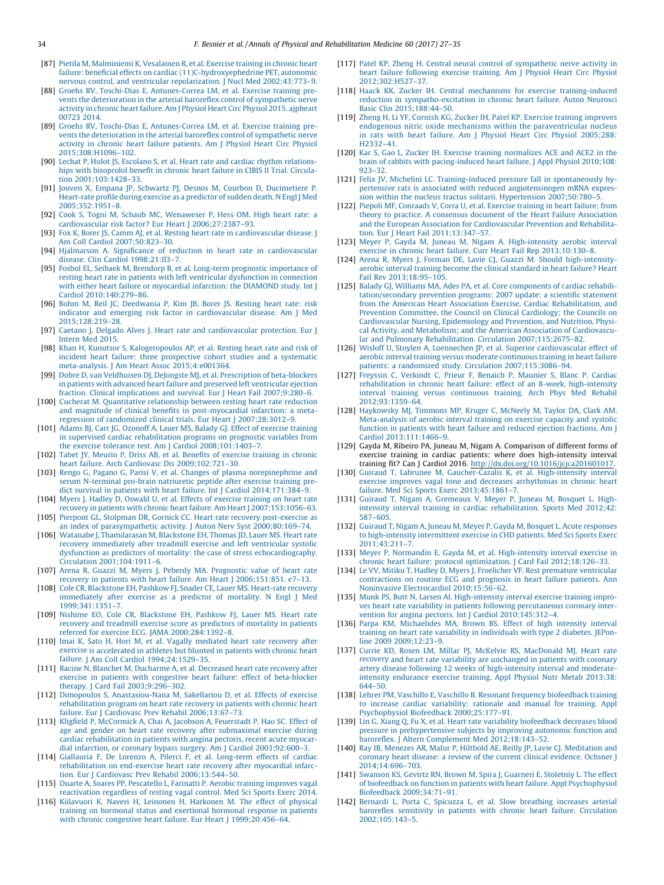[87] Pietila M, Malminiemi K, Vesalainen R, et al. Exercise training in chronic heart failure: beneficial effects on cardiac (11)C-hydroxyephedrine PET, autonomic nervous control, and ventricular repolarization. J Nucl Med 2002;43:773–9.

[88] Groehs RV, Toschi-Dias E, Antunes-Correa LM, et al. Exercise training prevents the deterioration in the arterial baroreflex control of sympathetic nerve activity in chronic heart failure. Am J Physiol Heart Circ Physiol 2015. ajpheart 00723 2014.

[89] Groehs RV, Toschi-Dias E, Antunes-Correa LM, et al. Exercise training prevents the deterioration in the arterial baroreflex control of sympathetic nerve activity in chronic heart failure patients. Am J Physiol Heart Circ Physiol 2015;308:H1096–102.

[90] Lechat P, Hulot JS, Escolano S, et al. Heart rate and cardiac rhythm relationships with bisoprolol benefit in chronic heart failure in CIBIS II Trial. Circulation 2001;103:1428–33.

[91] Jouven X, Empana JP, Schwartz PJ, Desnos M, Courbon D, Ducimetiere P. Heart-rate profile during exercise as a predictor of sudden death. N Engl J Med 2005;352:1951–8.

[92] Cook S, Togni M, Schaub MC, Wenaweser P, Hess OM. High heart rate: a cardiovascular risk factor? Eur Heart J 2006;27:2387–93.

[93] Fox K, Borer JS, Camm AJ, et al. Resting heart rate in cardiovascular disease. J Am Coll Cardiol 2007;50:823–30.

[94] Hjalmarson A. Significance of reduction in heart rate in cardiovascular disease. Clin Cardiol 1998;21:II3–7.

[95] Fosbol EL, Seibaek M, Brendorp B, et al. Long-term prognostic importance of resting heart rate in patients with left ventricular dysfunction in connection with either heart failure or myocardial infarction: the DIAMOND study. Int J Cardiol 2010;140:279–86.

[96] Bohm M, Reil JC, Deedwania P, Kim JB, Borer JS. Resting heart rate: risk indicator and emerging risk factor in cardiovascular disease. Am J Med 2015;128:219–28.

[97] Caetano J, Delgado Alves J. Heart rate and cardiovascular protection. Eur J Intern Med 2015.

[98] Khan H, Kunutsor S, Kalogeropoulos AP, et al. Resting heart rate and risk of incident heart failure: three prospective cohort studies and a systematic meta-analysis. J Am Heart Assoc 2015;4:e001364.

[99] Dobre D, van Veldhuisen DJ, DeJongste MJ, et al. Prescription of beta-blockers in patients with advanced heart failure and preserved left ventricular ejection fraction. Clinical implications and survival. Eur J Heart Fail 2007;9:280–6.

[100] Cucherat M. Quantitative relationship between resting heart rate reduction and magnitude of clinical benefits in post-myocardial infarction: a meta-regression of randomized clinical trials. Eur Heart J 2007;28:3012–9.

[101] Adams BJ, Carr JG, Ozonoff A, Lauer MS, Balady GJ. Effect of exercise training in supervised cardiac rehabilitation programs on prognostic variables from the exercise tolerance test. Am J Cardiol 2008;101:1403–7.

[102] Tabet JY, Meurin P, Driss AB, et al. Benefits of exercise training in chronic heart failure. Arch Cardiovasc Dis 2009;102:721–30.

[103] Rengo G, Pagano G, Parisi V, et al. Changes of plasma norepinephrine and serum N-terminal pro-brain natriuretic peptide after exercise training predict survival in patients with heart failure. Int J Cardiol 2014;171:384–9.

[104] Myers J, Hadley D, Oswald U, et al. Effects of exercise training on heart rate recovery in patients with chronic heart failure. Am Heart J 2007;153:1056–63.

[105] Pierpont GL, Stolpman DR, Gornick CC. Heart rate recovery post-exercise as an index of parasympathetic activity. J Auton Nerv Syst 2000;80:169–74.

[106] Watanabe J, Thamilarasan M, Blackstone EH, Thomas JD, Lauer MS. Heart rate recovery immediately after treadmill exercise and left ventricular systolic dysfunction as predictors of mortality: the case of stress echocardiography. Circulation 2001;104:1911–6.

[107] Arena R, Guazzi M, Myers J, Peberdy MA. Prognostic value of heart rate recovery in patients with heart failure. Am Heart J 2006;151:851. e7–13.

[108] Cole CR, Blackstone EH, Pashkow FJ, Snader CE, Lauer MS. Heart-rate recovery immediately after exercise as a predictor of mortality. N Engl J Med 1999;341:1351–7.

[109] Nishime EO, Cole CR, Blackstone EH, Pashkow FJ, Lauer MS. Heart rate recovery and treadmill exercise score as predictors of mortality in patients referred for exercise ECG. JAMA 2000;284:1392–8.

[110] Imai K, Sato H, Hori M, et al. Vagally mediated heart rate recovery after exercise is accelerated in athletes but blunted in patients with chronic heart failure. J Am Coll Cardiol 1994;24:1529–35.

[111] Racine N, Blanchet M, Ducharme A, et al. Decreased heart rate recovery after exercise in patients with congestive heart failure: effect of beta-blocker therapy. J Card Fail 2003;9:296–302.

[112] Dimopoulos S, Anastasiou-Nana M, Sakellariou D, et al. Effects of exercise rehabilitation program on heart rate recovery in patients with chronic heart failure. Eur J Cardiovasc Prev Rehabil 2006;13:67–73.

[113] Kligfield P, McCormick A, Chai A, Jacobson A, Feuerstadt P, Hao SC. Effect of age and gender on heart rate recovery after submaximal exercise during cardiac rehabilitation in patients with angina pectoris, recent acute myocardial infarction, or coronary bypass surgery. Am J Cardiol 2003;92:600–3.

[114] Giallauria F, De Lorenzo A, Pilerci F, et al. Long-term effects of cardiac rehabilitation on end-exercise heart rate recovery after myocardial infarction. Eur J Cardiovasc Prev Rehabil 2006;13:544–50.

[115] Duarte A, Soares PP, Pescatello L, Farinatti P. Aerobic training improves vagal reactivation regardless of resting vagal control. Med Sci Sports Exerc 2014.

[116] Kiilavuori K, Naveri H, Leinonen H, Harkonen M. The effect of physical training on hormonal status and exertional hormonal response in patients with chronic congestive heart failure. Eur Heart J 1999;20:456–64.

[117] Patel KP, Zheng H. Central neural control of sympathetic nerve activity in heart failure following exercise training. Am J Physiol Heart Circ Physiol 2012;302:H527–37.

[118] Haack KK, Zucker IH. Central mechanisms for exercise training-induced reduction in sympatho-excitation in chronic heart failure. Auton Neurosci Basic Clin 2015;188:44–50.

[119] Zheng H, Li YF, Cornish KG, Zucker IH, Patel KP. Exercise training improves endogenous nitric oxide mechanisms within the paraventricular nucleus in rats with heart failure. Am J Physiol Heart Circ Physiol 2005;288:H2332–41.

[120] Kar S, Gao L, Zucker IH. Exercise training normalizes ACE and ACE2 in the brain of rabbits with pacing-induced heart failure. J Appl Physiol 2010;108:923–32.

[121] Felix JV, Michelini LC. Training-induced pressure fall in spontaneously hypertensive rats is associated with reduced angiotensinogen mRNA expression within the nucleus tractus solitarii. Hypertension 2007;50:780–5.

[122] Piepoli MF, Conraads V, Corra U, et al. Exercise training in heart failure: from theory to practice. A consensus document of the Heart Failure Association and the European Association for Cardiovascular Prevention and Rehabilitation. Eur J Heart Fail 2011;13:347–57.

[123] Meyer P, Gayda M, Juneau M, Nigam A. High-intensity aerobic interval exercise in chronic heart failure. Curr Heart Fail Rep 2013;10:130–8.

[124] Arena R, Myers J, Forman DE, Lavie CJ, Guazzi M. Should high-intensity-aerobic interval training become the clinical standard in heart failure? Heart Fail Rev 2013;18:95–105.

[125] Balady GJ, Williams MA, Ades PA, et al. Core components of cardiac rehabilitation/secondary prevention programs: 2007 update: a scientific statement from the American Heart Association Exercise, Cardiac Rehabilitation, and Prevention Committee, the Council on Clinical Cardiology; the Councils on Cardiovascular Nursing, Epidemiology and Prevention, and Nutrition, Physical Activity, and Metabolism; and the American Association of Cardiovascular and Pulmonary Rehabilitation. Circulation 2007;115:2675–82.

[126] Wisloff U, Stoylen A, Loennechen JP, et al. Superior cardiovascular effect of aerobic interval training versus moderate continuous training in heart failure patients: a randomized study. Circulation 2007;115:3086–94.

[127] Freyssin C, Verkindt C, Prieur F, Benaich P, Maunier S, Blanc P. Cardiac rehabilitation in chronic heart failure: effect of an 8-week, high-intensity interval training versus continuous training. Arch Phys Med Rehabil 2012;93:1359–64.

[128] Haykowsky MJ, Timmons MP, Kruger C, McNeely M, Taylor DA, Clark AM. Meta-analysis of aerobic interval training on exercise capacity and systolic function in patients with heart failure and reduced ejection fractions. Am J Cardiol 2013;111:1466–9.

[129] Gayda M, Ribeiro PA, Juneau M, Nigam A. Comparison of different forms of exercise training in cardiac patients: where does high-intensity interval training fit? Can J Cardiol 2016. http://dx.doi.org/10.1016/jcjca201601017.

[130] Guiraud T, Labrunee M, Gaucher-Cazalis K, et al. High-intensity interval exercise improves vagal tone and decreases arrhythmias in chronic heart failure. Med Sci Sports Exerc 2013;45:1861–7.

[131] Guiraud T, Nigam A, Gremeaux V, Meyer P, Juneau M, Bosquet L. High-intensity interval training in cardiac rehabilitation. Sports Med 2012;42:587–605.

[132] Guiraud T, Nigam A, Juneau M, Meyer P, Gayda M, Bosquet L. Acute responses to high-intensity intermittent exercise in CHD patients. Med Sci Sports Exerc 2011;43:211–7.

[133] Meyer P, Normandin E, Gayda M, et al. High-intensity interval exercise in chronic heart failure: protocol optimization. J Card Fail 2012;18:126–33.

[134] Le VV, Mitiku T, Hadley D, Myers J, Froelicher VF. Rest premature ventricular contractions on routine ECG and prognosis in heart failure patients. Ann Noninvasive Electrocardiol 2010;15:56–62.

[135] Munk PS, Butt N, Larsen AI. High-intensity interval exercise training improves heart rate variability in patients following percutaneous coronary intervention for angina pectoris. Int J Cardiol 2010;145:312–4.

[136] Parpa KM, Michaelides MA, Brown BS. Effect of high intensity interval training on heart rate variability in individuals with type 2 diabetes. JEPonline 2009 2009;12:23–9.

[137] Currie KD, Rosen LM, Millar PJ, McKelvie RS, MacDonald MJ. Heart rate recovery and heart rate variability are unchanged in patients with coronary artery disease following 12 weeks of high-intensity interval and moderate-intensity endurance exercise training. Appl Physiol Nutr Metab 2013;38:644–50.

[138] Lehrer PM, Vaschillo E, Vaschillo B. Resonant frequency biofeedback training to increase cardiac variability: rationale and manual for training. Appl Psychophysiol Biofeedback 2000;25:177–91.

[139] Lin G, Xiang Q, Fu X, et al. Heart rate variability biofeedback decreases blood pressure in prehypertensive subjects by improving autonomic function and baroreflex. J Altern Complement Med 2012;18:143–52.

[140] Ray IB, Menezes AR, Malur P, Hiltbold AE, Reilly JP, Lavie CJ. Meditation and coronary heart disease: a review of the current clinical evidence. Ochsner J 2014;14:696–703.

[141] Swanson KS, Gevirtz RN, Brown M, Spira J, Guarneri E, Stoletniy L. The effect of biofeedback on function in patients with heart failure. Appl Psychophysiol Biofeedback 2009;34:71–91.

[142] Bernardi L, Porta C, Spicuzza L, et al. Slow breathing increases arterial baroreflex sensitivity in patients with chronic heart failure. Circulation 2002;105:143–5.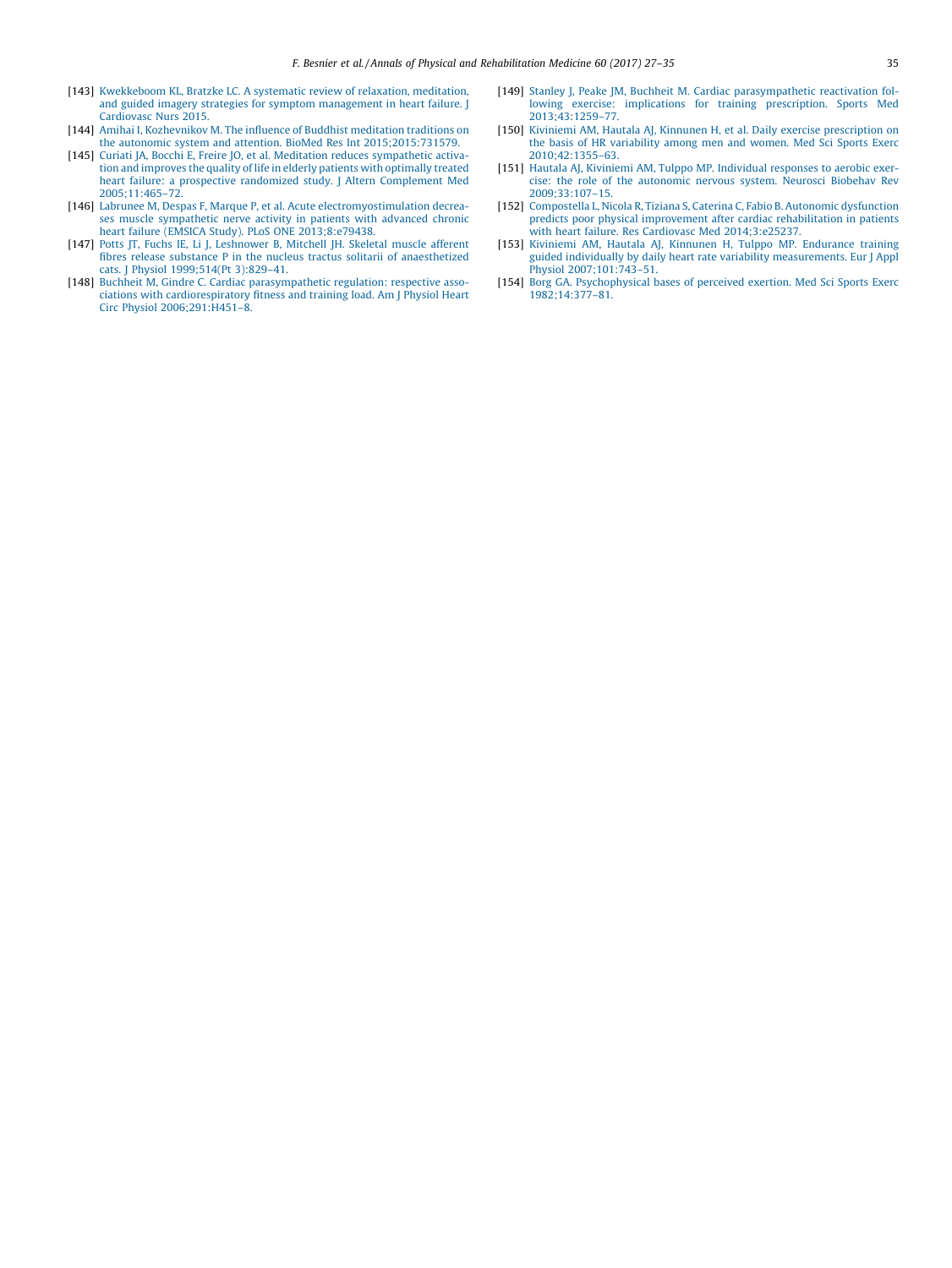[143] Kwekkeboom KL, Bratzke LC. A systematic review of relaxation, meditation, and guided imagery strategies for symptom management in heart failure. J Cardiovasc Nurs 2015.

[144] Amihai I, Kozhevnikov M. The influence of Buddhist meditation traditions on the autonomic system and attention. BioMed Res Int 2015;2015:731579.

[145] Curiati JA, Bocchi E, Freire JO, et al. Meditation reduces sympathetic activation and improves the quality of life in elderly patients with optimally treated heart failure: a prospective randomized study. J Altern Complement Med 2005;11:465–72.

[146] Labrunee M, Despas F, Marque P, et al. Acute electromyostimulation decreases muscle sympathetic nerve activity in patients with advanced chronic heart failure (EMSICA Study). PLoS ONE 2013;8:e79438.

[147] Potts JT, Fuchs IE, Li J, Leshnower B, Mitchell JH. Skeletal muscle afferent fibres release substance P in the nucleus tractus solitarii of anaesthetized cats. J Physiol 1999;514(Pt 3):829–41.

[148] Buchheit M, Gindre C. Cardiac parasympathetic regulation: respective associations with cardiorespiratory fitness and training load. Am J Physiol Heart Circ Physiol 2006;291:H451–8.

[149] Stanley J, Peake JM, Buchheit M. Cardiac parasympathetic reactivation following exercise: implications for training prescription. Sports Med 2013;43:1259–77.

[150] Kiviniemi AM, Hautala AJ, Kinnunen H, et al. Daily exercise prescription on the basis of HR variability among men and women. Med Sci Sports Exerc 2010;42:1355–63.

[151] Hautala AJ, Kiviniemi AM, Tulppo MP. Individual responses to aerobic exercise: the role of the autonomic nervous system. Neurosci Biobehav Rev 2009;33:107–15.

[152] Compostella L, Nicola R, Tiziana S, Caterina C, Fabio B. Autonomic dysfunction predicts poor physical improvement after cardiac rehabilitation in patients with heart failure. Res Cardiovasc Med 2014;3:e25237.

[153] Kiviniemi AM, Hautala AJ, Kinnunen H, Tulppo MP. Endurance training guided individually by daily heart rate variability measurements. Eur J Appl Physiol 2007;101:743–51.

[154] Borg GA. Psychophysical bases of perceived exertion. Med Sci Sports Exerc 1982;14:377–81.